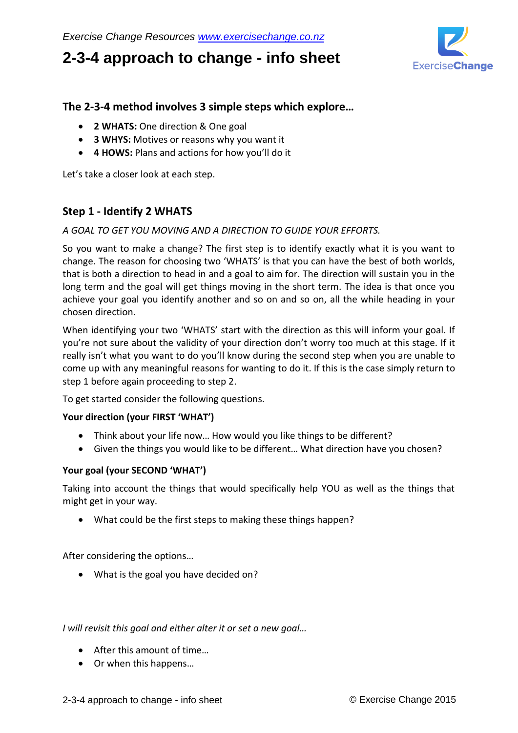*Exercise Change Resources [www.exercisechange.co.nz](http://www.exercisechange.co.nz)*

# 2-3-4 approach to change - info sheet

## The 2-3-4 method involves 3 simple steps which explore…

- **2 WHATS:** One direction & One goal
- **3 WHYS:** Motives or reasons why you want it
- **4 HOWS:** Plans and actions for how you'll do it

Let's take a closer look at each step.

## Step 1 - Identify 2 WHATS

*A GOAL TO GET YOU MOVING AND A DIRECTION TO GUIDE YOUR EFFORTS.*

So you want to make a change? The first step is to identify exactly what it is you want to change. The reason for choosing two 'WHATS' is that you can have the best of both worlds, that is both a direction to head in and a goal to aim for. The direction will sustain you in the long term and the goal will get things moving in the short term. The idea is that once you achieve your goal you identify another and so on and so on, all the while heading in your chosen direction.

When identifying your two 'WHATS' start with the direction as this will inform your goal. If you're not sure about the validity of your direction don't worry too much at this stage. If it really isn't what you want to do you'll know during the second step when you are unable to come up with any meaningful reasons for wanting to do it. If this is the case simply return to step 1 before again proceeding to step 2.

To get started consider the following questions.

**Your direction (your FIRST 'WHAT')**

- Think about your life now… How would you like things to be different?
- Given the things you would like to be different… What direction have you chosen?

**Your goal (your SECOND 'WHAT')**

Taking into account the things that would specifically help YOU as well as the things that might get in your way.

- What could be the first steps to making these things happen?

After considering the options…

- What is the goal you have decided on?

*I will revisit this goal and either alter it or set a new goal…*

- After this amount of time…
- Or when this happens…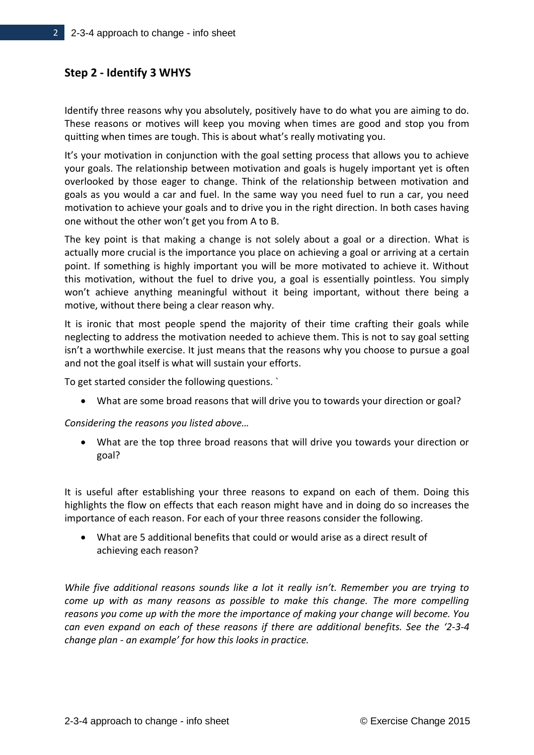## Step 2 - Identify 3 WHYS

Identify three reasons why you absolutely, positively have to do what you are aiming to do. These reasons or motives will keep you moving when times are good and stop you from quitting when times are tough. This is about what's really motivating you.

It's your motivation in conjunction with the goal setting process that allows you to achieve your goals. The relationship between motivation and goals is hugely important yet is often overlooked by those eager to change. Think of the relationship between motivation and goals as you would a car and fuel. In the same way you need fuel to run a car, you need motivation to achieve your goals and to drive you in the right direction. In both cases having one without the other won't get you from A to B.

The key point is that making a change is not solely about a goal or a direction. What is actually more crucial is the importance you place on achieving a goal or arriving at a certain point. If something is highly important you will be more motivated to achieve it. Without this motivation, without the fuel to drive you, a goal is essentially pointless. You simply won't achieve anything meaningful without it being important, without there being a motive, without there being a clear reason why.

It is ironic that most people spend the majority of their time crafting their goals while neglecting to address the motivation needed to achieve them. This is not to say goal setting isn't a worthwhile exercise. It just means that the reasons why you choose to pursue a goal and not the goal itself is what will sustain your efforts.

To get started consider the following questions. `

- What are some broad reasons that will drive you to towards your direction or goal?

*Considering the reasons you listed above…*

- What are the top three broad reasons that will drive you towards your direction or goal?

It is useful after establishing your three reasons to expand on each of them. Doing this highlights the flow on effects that each reason might have and in doing do so increases the importance of each reason. For each of your three reasons consider the following.

- What are 5 additional benefits that could or would arise as a direct result of achieving each reason?

*While five additional reasons sounds like a lot it really isn't. Remember you are trying to come up with as many reasons as possible to make this change. The more compelling reasons you come up with the more the importance of making your change will become. You can even expand on each of these reasons if there are additional benefits. See the '2-3-4 change plan - an example' for how this looks in practice.*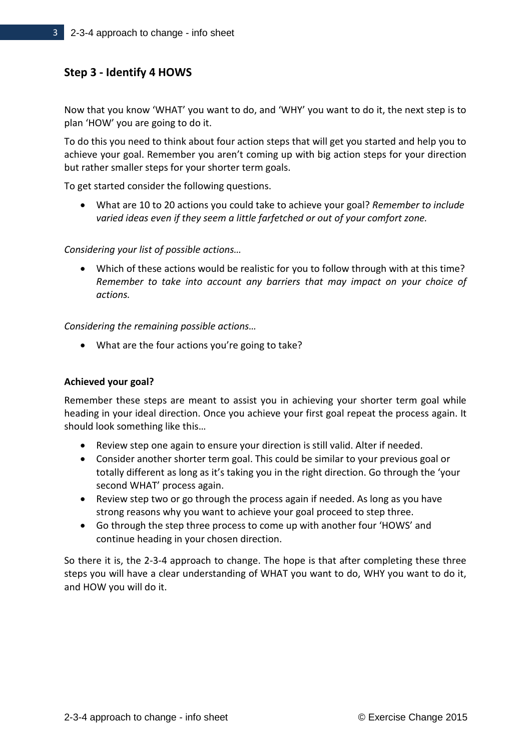## Step 3 - Identify 4 HOWS

Now that you know 'WHAT' you want to do, and 'WHY' you want to do it, the next step is to plan 'HOW' you are going to do it.

To do this you need to think about four action steps that will get you started and help you to achieve your goal. Remember you aren't coming up with big action steps for your direction but rather smaller steps for your shorter term goals.

To get started consider the following questions.

- What are 10 to 20 actions you could take to achieve your goal? *Remember to include varied ideas even if they seem a little farfetched or out of your comfort zone.*

*Considering your list of possible actions…*

- Which of these actions would be realistic for you to follow through with at this time? *Remember to take into account any barriers that may impact on your choice of actions.*

*Considering the remaining possible actions…*

- What are the four actions you're going to take?

**Achieved your goal?**

Remember these steps are meant to assist you in achieving your shorter term goal while heading in your ideal direction. Once you achieve your first goal repeat the process again. It should look something like this…

- Review step one again to ensure your direction is still valid. Alter if needed.
- Consider another shorter term goal. This could be similar to your previous goal or totally different as long as it's taking you in the right direction. Go through the 'your second WHAT' process again.
- Review step two or go through the process again if needed. As long as you have strong reasons why you want to achieve your goal proceed to step three.
- Go through the step three process to come up with another four 'HOWS' and continue heading in your chosen direction.

So there it is, the 2-3-4 approach to change. The hope is that after completing these three steps you will have a clear understanding of WHAT you want to do, WHY you want to do it, and HOW you will do it.